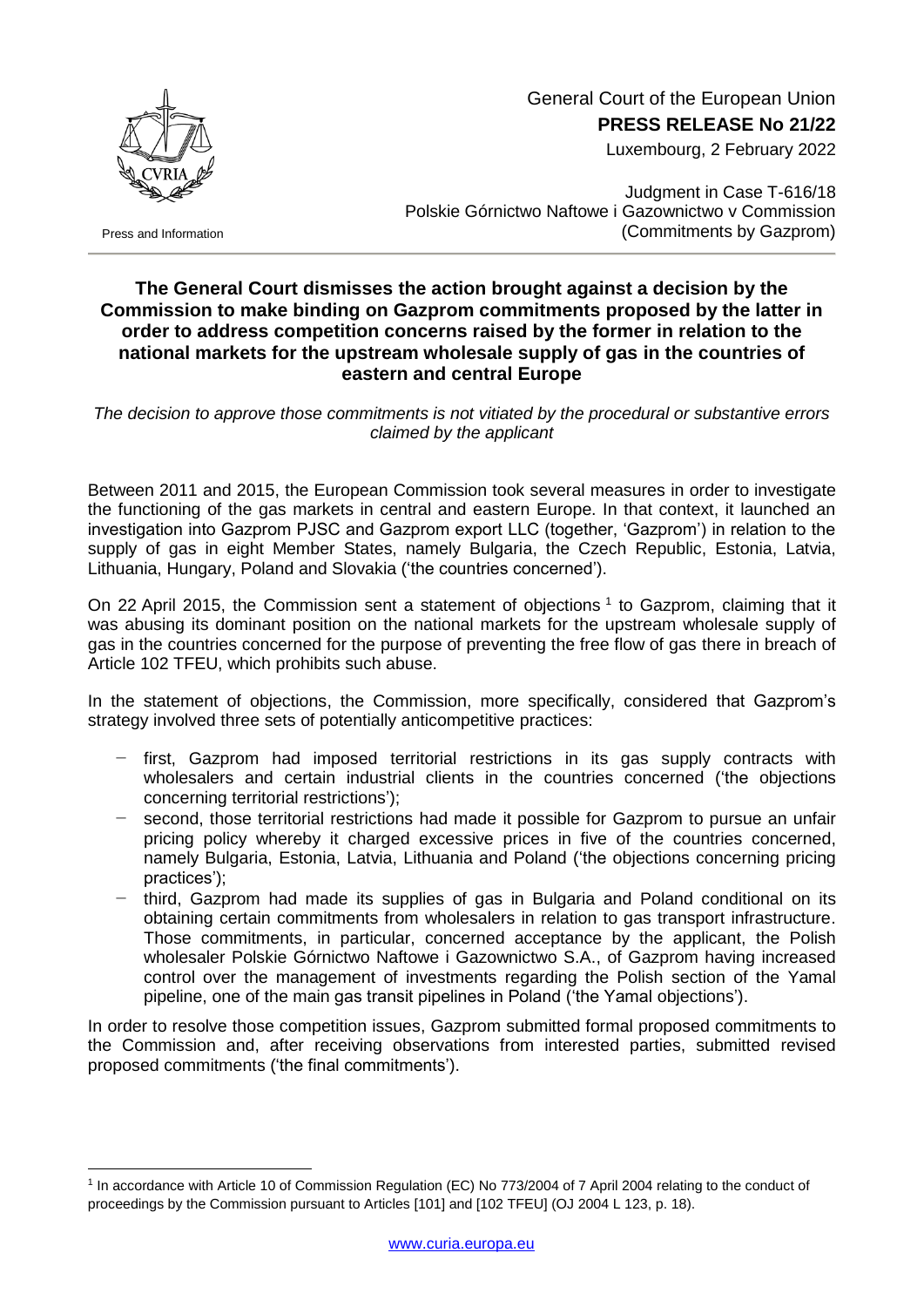General Court of the European Union

**PRESS RELEASE No 21/22**

Luxembourg, 2 February 2022

Press and Information

Judgment in Case T-616/18
Polskie Górnictwo Naftowe i Gazownictwo v Commission
(Commitments by Gazprom)

## The General Court dismisses the action brought against a decision by the Commission to make binding on Gazprom commitments proposed by the latter in order to address competition concerns raised by the former in relation to the national markets for the upstream wholesale supply of gas in the countries of eastern and central Europe

*The decision to approve those commitments is not vitiated by the procedural or substantive errors claimed by the applicant*

Between 2011 and 2015, the European Commission took several measures in order to investigate the functioning of the gas markets in central and eastern Europe. In that context, it launched an investigation into Gazprom PJSC and Gazprom export LLC (together, 'Gazprom') in relation to the supply of gas in eight Member States, namely Bulgaria, the Czech Republic, Estonia, Latvia, Lithuania, Hungary, Poland and Slovakia ('the countries concerned').

On 22 April 2015, the Commission sent a statement of objections [1] to Gazprom, claiming that it was abusing its dominant position on the national markets for the upstream wholesale supply of gas in the countries concerned for the purpose of preventing the free flow of gas there in breach of Article 102 TFEU, which prohibits such abuse.

In the statement of objections, the Commission, more specifically, considered that Gazprom's strategy involved three sets of potentially anticompetitive practices:

- first, Gazprom had imposed territorial restrictions in its gas supply contracts with wholesalers and certain industrial clients in the countries concerned ('the objections concerning territorial restrictions');
- second, those territorial restrictions had made it possible for Gazprom to pursue an unfair pricing policy whereby it charged excessive prices in five of the countries concerned, namely Bulgaria, Estonia, Latvia, Lithuania and Poland ('the objections concerning pricing practices');
- third, Gazprom had made its supplies of gas in Bulgaria and Poland conditional on its obtaining certain commitments from wholesalers in relation to gas transport infrastructure. Those commitments, in particular, concerned acceptance by the applicant, the Polish wholesaler Polskie Górnictwo Naftowe i Gazownictwo S.A., of Gazprom having increased control over the management of investments regarding the Polish section of the Yamal pipeline, one of the main gas transit pipelines in Poland ('the Yamal objections').

In order to resolve those competition issues, Gazprom submitted formal proposed commitments to the Commission and, after receiving observations from interested parties, submitted revised proposed commitments ('the final commitments').

[1] In accordance with Article 10 of Commission Regulation (EC) No 773/2004 of 7 April 2004 relating to the conduct of proceedings by the Commission pursuant to Articles [101] and [102 TFEU] (OJ 2004 L 123, p. 18).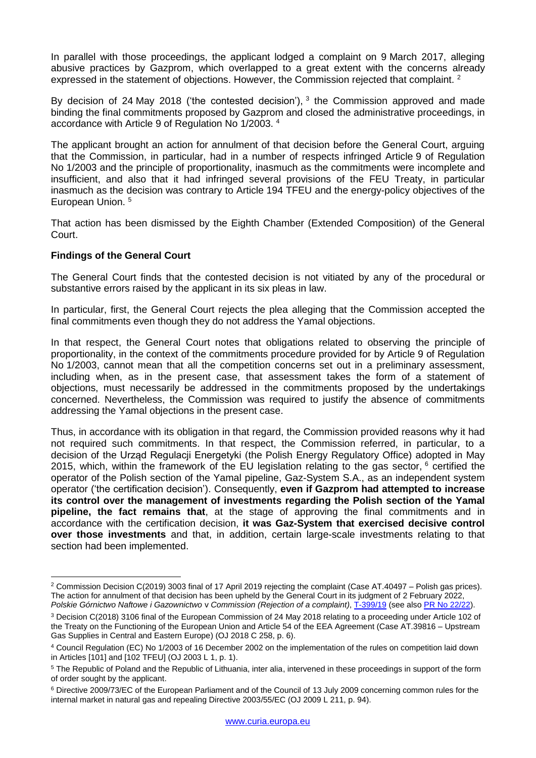In parallel with those proceedings, the applicant lodged a complaint on 9 March 2017, alleging abusive practices by Gazprom, which overlapped to a great extent with the concerns already expressed in the statement of objections. However, the Commission rejected that complaint. [2]

By decision of 24 May 2018 ('the contested decision'), [3] the Commission approved and made binding the final commitments proposed by Gazprom and closed the administrative proceedings, in accordance with Article 9 of Regulation No 1/2003. [4]

The applicant brought an action for annulment of that decision before the General Court, arguing that the Commission, in particular, had in a number of respects infringed Article 9 of Regulation No 1/2003 and the principle of proportionality, inasmuch as the commitments were incomplete and insufficient, and also that it had infringed several provisions of the FEU Treaty, in particular inasmuch as the decision was contrary to Article 194 TFEU and the energy-policy objectives of the European Union. [5]

That action has been dismissed by the Eighth Chamber (Extended Composition) of the General Court.

**Findings of the General Court**

The General Court finds that the contested decision is not vitiated by any of the procedural or substantive errors raised by the applicant in its six pleas in law.

In particular, first, the General Court rejects the plea alleging that the Commission accepted the final commitments even though they do not address the Yamal objections.

In that respect, the General Court notes that obligations related to observing the principle of proportionality, in the context of the commitments procedure provided for by Article 9 of Regulation No 1/2003, cannot mean that all the competition concerns set out in a preliminary assessment, including when, as in the present case, that assessment takes the form of a statement of objections, must necessarily be addressed in the commitments proposed by the undertakings concerned. Nevertheless, the Commission was required to justify the absence of commitments addressing the Yamal objections in the present case.

Thus, in accordance with its obligation in that regard, the Commission provided reasons why it had not required such commitments. In that respect, the Commission referred, in particular, to a decision of the Urząd Regulacji Energetyki (the Polish Energy Regulatory Office) adopted in May 2015, which, within the framework of the EU legislation relating to the gas sector, [6] certified the operator of the Polish section of the Yamal pipeline, Gaz-System S.A., as an independent system operator ('the certification decision'). Consequently, **even if Gazprom had attempted to increase its control over the management of investments regarding the Polish section of the Yamal pipeline, the fact remains that**, at the stage of approving the final commitments and in accordance with the certification decision, **it was Gaz-System that exercised decisive control over those investments** and that, in addition, certain large-scale investments relating to that section had been implemented.

---

[2] Commission Decision C(2019) 3003 final of 17 April 2019 rejecting the complaint (Case AT.40497 – Polish gas prices). The action for annulment of that decision has been upheld by the General Court in its judgment of 2 February 2022, *Polskie Górnictwo Naftowe i Gazownictwo* v *Commission (Rejection of a complaint)*, T-399/19 (see also PR No 22/22).

[3] Decision C(2018) 3106 final of the European Commission of 24 May 2018 relating to a proceeding under Article 102 of the Treaty on the Functioning of the European Union and Article 54 of the EEA Agreement (Case AT.39816 – Upstream Gas Supplies in Central and Eastern Europe) (OJ 2018 C 258, p. 6).

[4] Council Regulation (EC) No 1/2003 of 16 December 2002 on the implementation of the rules on competition laid down in Articles [101] and [102 TFEU] (OJ 2003 L 1, p. 1).

[5] The Republic of Poland and the Republic of Lithuania, inter alia, intervened in these proceedings in support of the form of order sought by the applicant.

[6] Directive 2009/73/EC of the European Parliament and of the Council of 13 July 2009 concerning common rules for the internal market in natural gas and repealing Directive 2003/55/EC (OJ 2009 L 211, p. 94).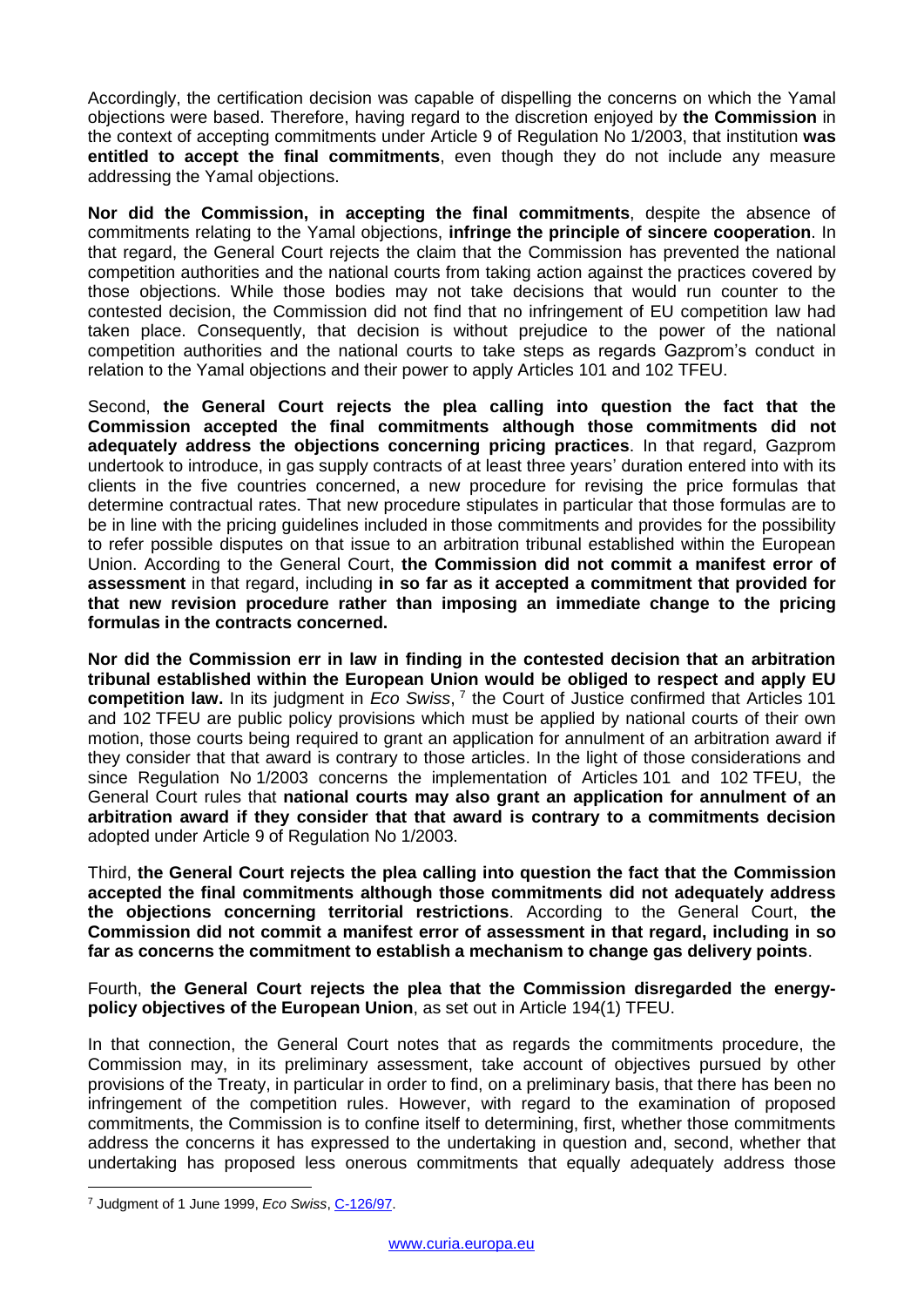Accordingly, the certification decision was capable of dispelling the concerns on which the Yamal objections were based. Therefore, having regard to the discretion enjoyed by **the Commission** in the context of accepting commitments under Article 9 of Regulation No 1/2003, that institution **was entitled to accept the final commitments**, even though they do not include any measure addressing the Yamal objections.

**Nor did the Commission, in accepting the final commitments**, despite the absence of commitments relating to the Yamal objections, **infringe the principle of sincere cooperation**. In that regard, the General Court rejects the claim that the Commission has prevented the national competition authorities and the national courts from taking action against the practices covered by those objections. While those bodies may not take decisions that would run counter to the contested decision, the Commission did not find that no infringement of EU competition law had taken place. Consequently, that decision is without prejudice to the power of the national competition authorities and the national courts to take steps as regards Gazprom's conduct in relation to the Yamal objections and their power to apply Articles 101 and 102 TFEU.

Second, **the General Court rejects the plea calling into question the fact that the Commission accepted the final commitments although those commitments did not adequately address the objections concerning pricing practices**. In that regard, Gazprom undertook to introduce, in gas supply contracts of at least three years' duration entered into with its clients in the five countries concerned, a new procedure for revising the price formulas that determine contractual rates. That new procedure stipulates in particular that those formulas are to be in line with the pricing guidelines included in those commitments and provides for the possibility to refer possible disputes on that issue to an arbitration tribunal established within the European Union. According to the General Court, **the Commission did not commit a manifest error of assessment** in that regard, including **in so far as it accepted a commitment that provided for that new revision procedure rather than imposing an immediate change to the pricing formulas in the contracts concerned.**

**Nor did the Commission err in law in finding in the contested decision that an arbitration tribunal established within the European Union would be obliged to respect and apply EU competition law.** In its judgment in *Eco Swiss*, [7] the Court of Justice confirmed that Articles 101 and 102 TFEU are public policy provisions which must be applied by national courts of their own motion, those courts being required to grant an application for annulment of an arbitration award if they consider that that award is contrary to those articles. In the light of those considerations and since Regulation No 1/2003 concerns the implementation of Articles 101 and 102 TFEU, the General Court rules that **national courts may also grant an application for annulment of an arbitration award if they consider that that award is contrary to a commitments decision** adopted under Article 9 of Regulation No 1/2003.

Third, **the General Court rejects the plea calling into question the fact that the Commission accepted the final commitments although those commitments did not adequately address the objections concerning territorial restrictions**. According to the General Court, **the Commission did not commit a manifest error of assessment in that regard, including in so far as concerns the commitment to establish a mechanism to change gas delivery points**.

Fourth, **the General Court rejects the plea that the Commission disregarded the energy-policy objectives of the European Union**, as set out in Article 194(1) TFEU.

In that connection, the General Court notes that as regards the commitments procedure, the Commission may, in its preliminary assessment, take account of objectives pursued by other provisions of the Treaty, in particular in order to find, on a preliminary basis, that there has been no infringement of the competition rules. However, with regard to the examination of proposed commitments, the Commission is to confine itself to determining, first, whether those commitments address the concerns it has expressed to the undertaking in question and, second, whether that undertaking has proposed less onerous commitments that equally adequately address those

---

[7] Judgment of 1 June 1999, *Eco Swiss*, C-126/97.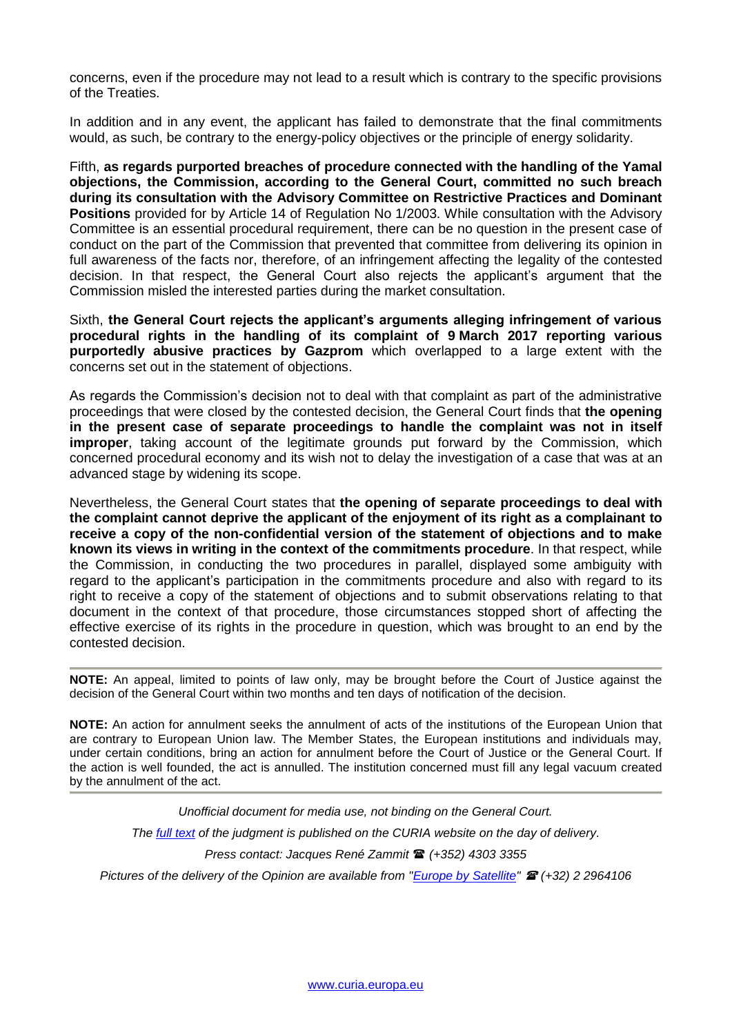concerns, even if the procedure may not lead to a result which is contrary to the specific provisions of the Treaties.

In addition and in any event, the applicant has failed to demonstrate that the final commitments would, as such, be contrary to the energy-policy objectives or the principle of energy solidarity.

Fifth, **as regards purported breaches of procedure connected with the handling of the Yamal objections, the Commission, according to the General Court, committed no such breach during its consultation with the Advisory Committee on Restrictive Practices and Dominant Positions** provided for by Article 14 of Regulation No 1/2003. While consultation with the Advisory Committee is an essential procedural requirement, there can be no question in the present case of conduct on the part of the Commission that prevented that committee from delivering its opinion in full awareness of the facts nor, therefore, of an infringement affecting the legality of the contested decision. In that respect, the General Court also rejects the applicant's argument that the Commission misled the interested parties during the market consultation.

Sixth, **the General Court rejects the applicant's arguments alleging infringement of various procedural rights in the handling of its complaint of 9 March 2017 reporting various purportedly abusive practices by Gazprom** which overlapped to a large extent with the concerns set out in the statement of objections.

As regards the Commission's decision not to deal with that complaint as part of the administrative proceedings that were closed by the contested decision, the General Court finds that **the opening in the present case of separate proceedings to handle the complaint was not in itself improper**, taking account of the legitimate grounds put forward by the Commission, which concerned procedural economy and its wish not to delay the investigation of a case that was at an advanced stage by widening its scope.

Nevertheless, the General Court states that **the opening of separate proceedings to deal with the complaint cannot deprive the applicant of the enjoyment of its right as a complainant to receive a copy of the non-confidential version of the statement of objections and to make known its views in writing in the context of the commitments procedure**. In that respect, while the Commission, in conducting the two procedures in parallel, displayed some ambiguity with regard to the applicant's participation in the commitments procedure and also with regard to its right to receive a copy of the statement of objections and to submit observations relating to that document in the context of that procedure, those circumstances stopped short of affecting the effective exercise of its rights in the procedure in question, which was brought to an end by the contested decision.

---

**NOTE:** An appeal, limited to points of law only, may be brought before the Court of Justice against the decision of the General Court within two months and ten days of notification of the decision.

**NOTE:** An action for annulment seeks the annulment of acts of the institutions of the European Union that are contrary to European Union law. The Member States, the European institutions and individuals may, under certain conditions, bring an action for annulment before the Court of Justice or the General Court. If the action is well founded, the act is annulled. The institution concerned must fill any legal vacuum created by the annulment of the act.

---

*Unofficial document for media use, not binding on the General Court.*

*The full text of the judgment is published on the CURIA website on the day of delivery.*

*Press contact: Jacques René Zammit ☎ (+352) 4303 3355*

*Pictures of the delivery of the Opinion are available from "Europe by Satellite" ☎ (+32) 2 2964106*

www.curia.europa.eu